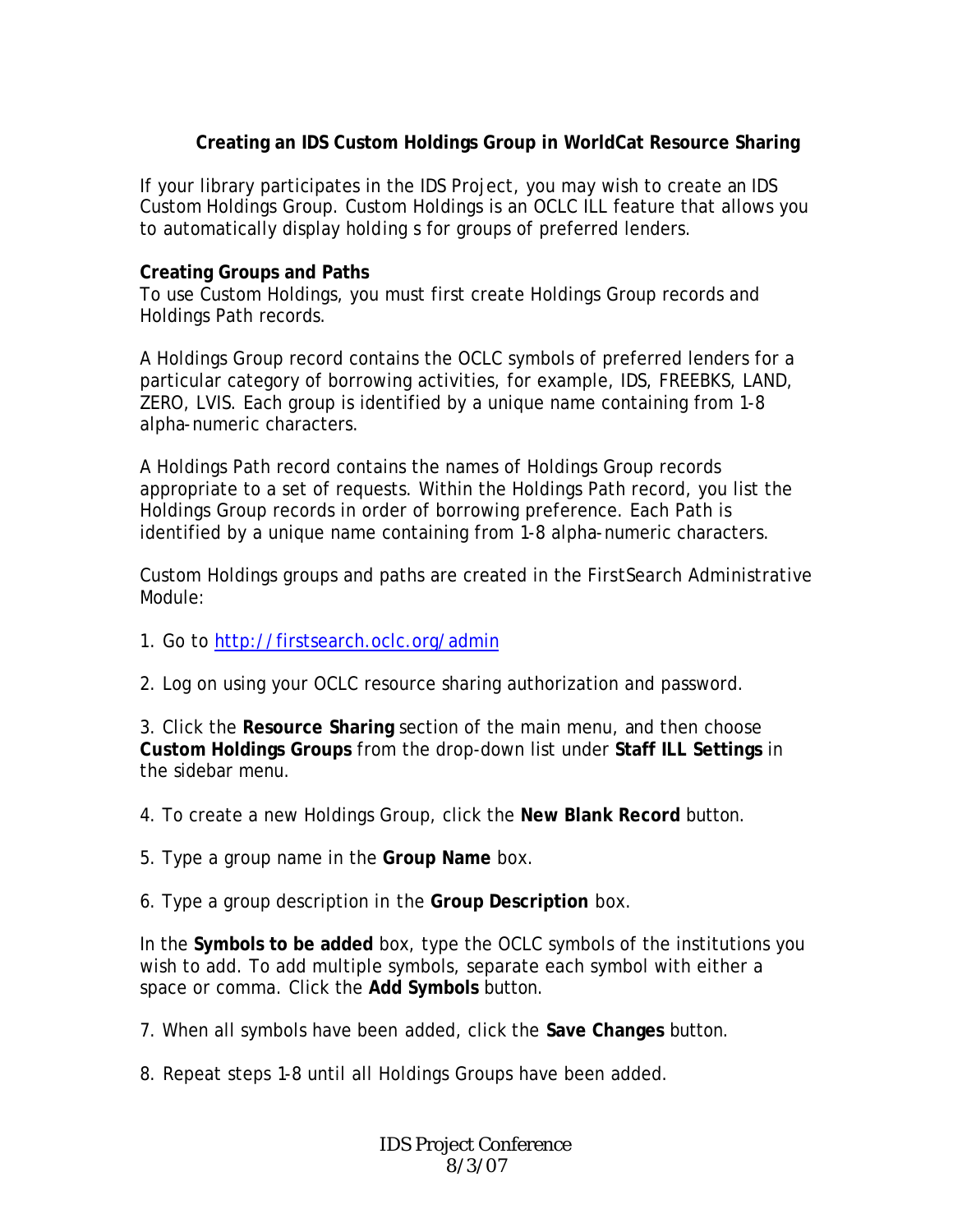# Creating an IDS Custom Holdings Group in WorldCat Resource Sharing

If your library participates in the IDS Project, you may wish to create an IDS Custom Holdings Group. Custom Holdings is an OCLC ILL feature that allows you to automatically display holding s for groups of preferred lenders.

**Creating Groups and Paths**

To use Custom Holdings, you must first create Holdings Group records and Holdings Path records.

A Holdings Group record contains the OCLC symbols of preferred lenders for a particular category of borrowing activities, for example, IDS, FREEBKS, LAND, ZERO, LVIS. Each group is identified by a unique name containing from 1-8 alpha-numeric characters.

A Holdings Path record contains the names of Holdings Group records appropriate to a set of requests. Within the Holdings Path record, you list the Holdings Group records in order of borrowing preference. Each Path is identified by a unique name containing from 1-8 alpha-numeric characters.

Custom Holdings groups and paths are created in the FirstSearch Administrative Module:

1. Go to [http://firstsearch.oclc.org/admin](http://firstsearch.oclc.org/admin)

2. Log on using your OCLC resource sharing authorization and password.

3. Click the **Resource Sharing** section of the main menu, and then choose **Custom Holdings Groups** from the drop-down list under **Staff ILL Settings** in the sidebar menu.

4. To create a new Holdings Group, click the **New Blank Record** button.

5. Type a group name in the **Group Name** box.

6. Type a group description in the **Group Description** box.

In the **Symbols to be added** box, type the OCLC symbols of the institutions you wish to add. To add multiple symbols, separate each symbol with either a space or comma. Click the **Add Symbols** button.

7. When all symbols have been added, click the **Save Changes** button.

8. Repeat steps 1-8 until all Holdings Groups have been added.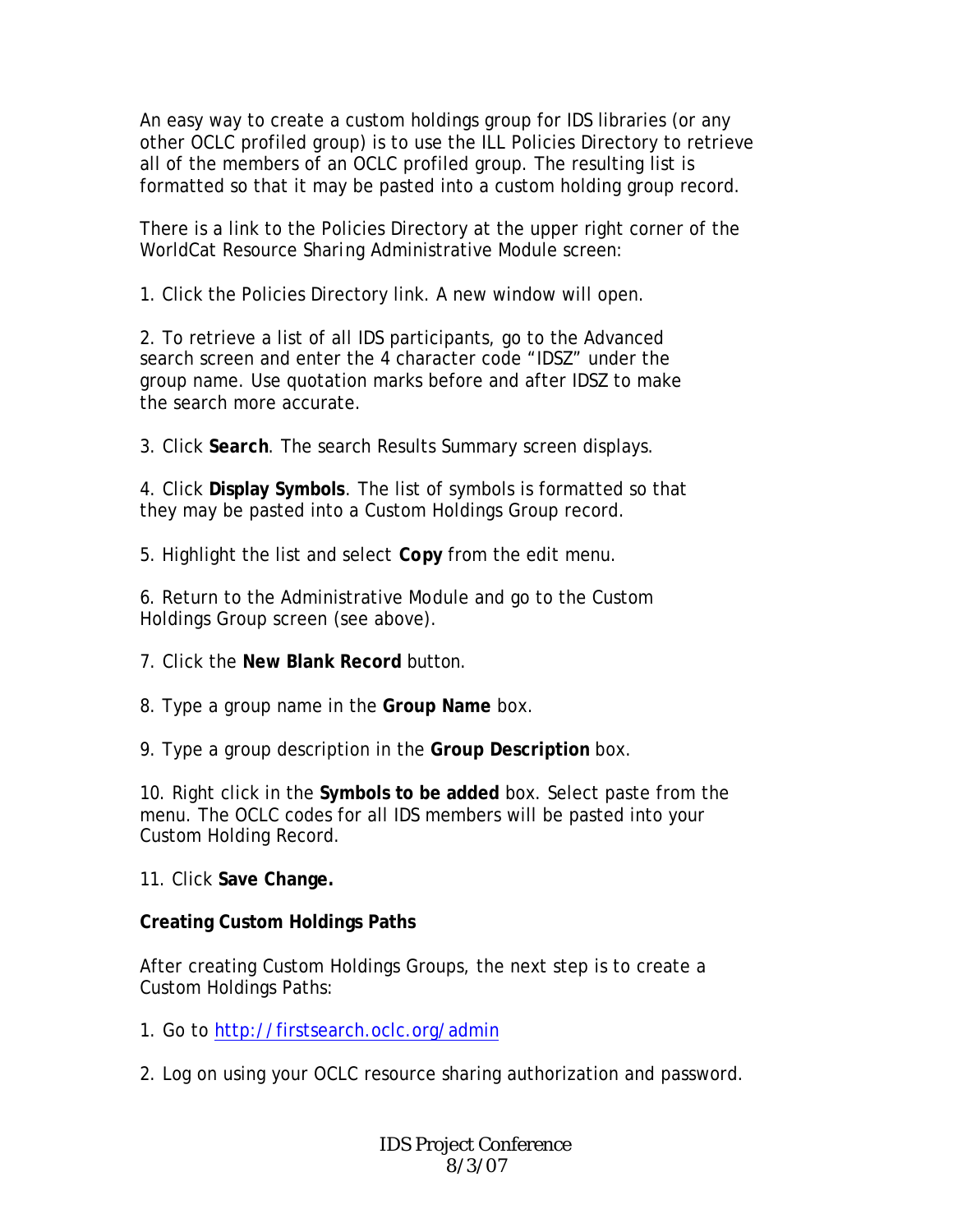An easy way to create a custom holdings group for IDS libraries (or any other OCLC profiled group) is to use the ILL Policies Directory to retrieve all of the members of an OCLC profiled group. The resulting list is formatted so that it may be pasted into a custom holding group record.

There is a link to the Policies Directory at the upper right corner of the WorldCat Resource Sharing Administrative Module screen:

1. Click the Policies Directory link. A new window will open.

2. To retrieve a list of all IDS participants, go to the Advanced search screen and enter the 4 character code "IDSZ" under the group name. Use quotation marks before and after IDSZ to make the search more accurate.

3. Click **Search**. The search Results Summary screen displays.

4. Click **Display Symbols**. The list of symbols is formatted so that they may be pasted into a Custom Holdings Group record.

5. Highlight the list and select **Copy** from the edit menu.

6. Return to the Administrative Module and go to the Custom Holdings Group screen (see above).

7. Click the **New Blank Record** button.

8. Type a group name in the **Group Name** box.

9. Type a group description in the **Group Description** box.

10. Right click in the **Symbols to be added** box. Select paste from the menu. The OCLC codes for all IDS members will be pasted into your Custom Holding Record.

11. Click **Save Change.**

**Creating Custom Holdings Paths**

After creating Custom Holdings Groups, the next step is to create a Custom Holdings Paths:

1. Go to [http://firstsearch.oclc.org/admin](http://firstsearch.oclc.org/admin)

2. Log on using your OCLC resource sharing authorization and password.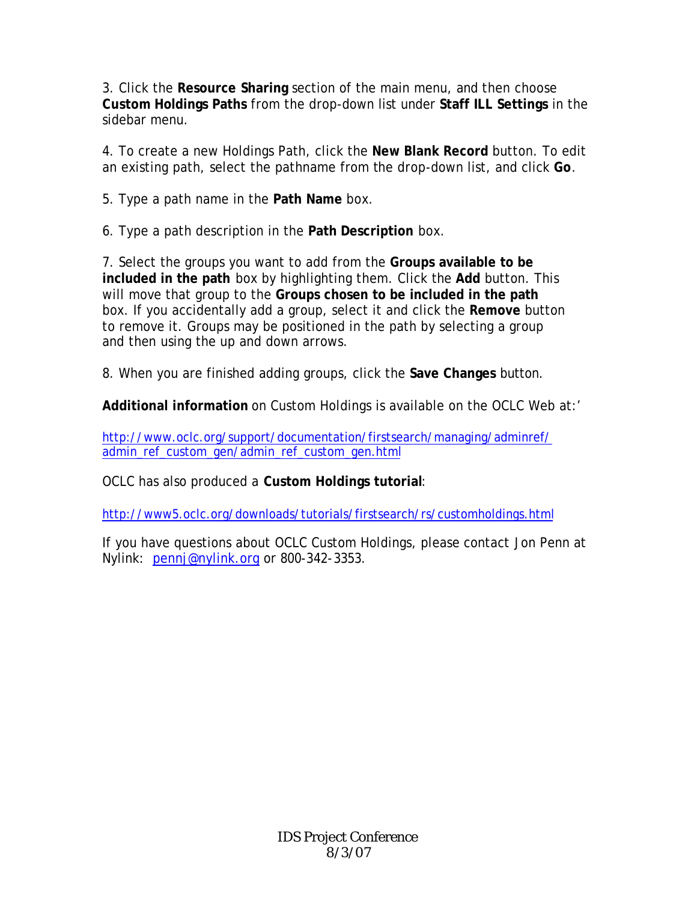3. Click the **Resource Sharing** section of the main menu, and then choose **Custom Holdings Paths** from the drop-down list under **Staff ILL Settings** in the sidebar menu.

4. To create a new Holdings Path, click the **New Blank Record** button. To edit an existing path, select the pathname from the drop-down list, and click **Go**.

5. Type a path name in the **Path Name** box.

6. Type a path description in the **Path Description** box.

7. Select the groups you want to add from the **Groups available to be included in the path** box by highlighting them. Click the **Add** button. This will move that group to the **Groups chosen to be included in the path** box. If you accidentally add a group, select it and click the **Remove** button to remove it. Groups may be positioned in the path by selecting a group and then using the up and down arrows.

8. When you are finished adding groups, click the **Save Changes** button.

**Additional information** on Custom Holdings is available on the OCLC Web at:'

http://www.oclc.org/support/documentation/firstsearch/managing/adminref/admin_ref_custom_gen/admin_ref_custom_gen.html

OCLC has also produced a **Custom Holdings tutorial**:

http://www5.oclc.org/downloads/tutorials/firstsearch/rs/customholdings.html

If you have questions about OCLC Custom Holdings, please contact Jon Penn at Nylink: pennj@nylink.org or 800-342-3353.